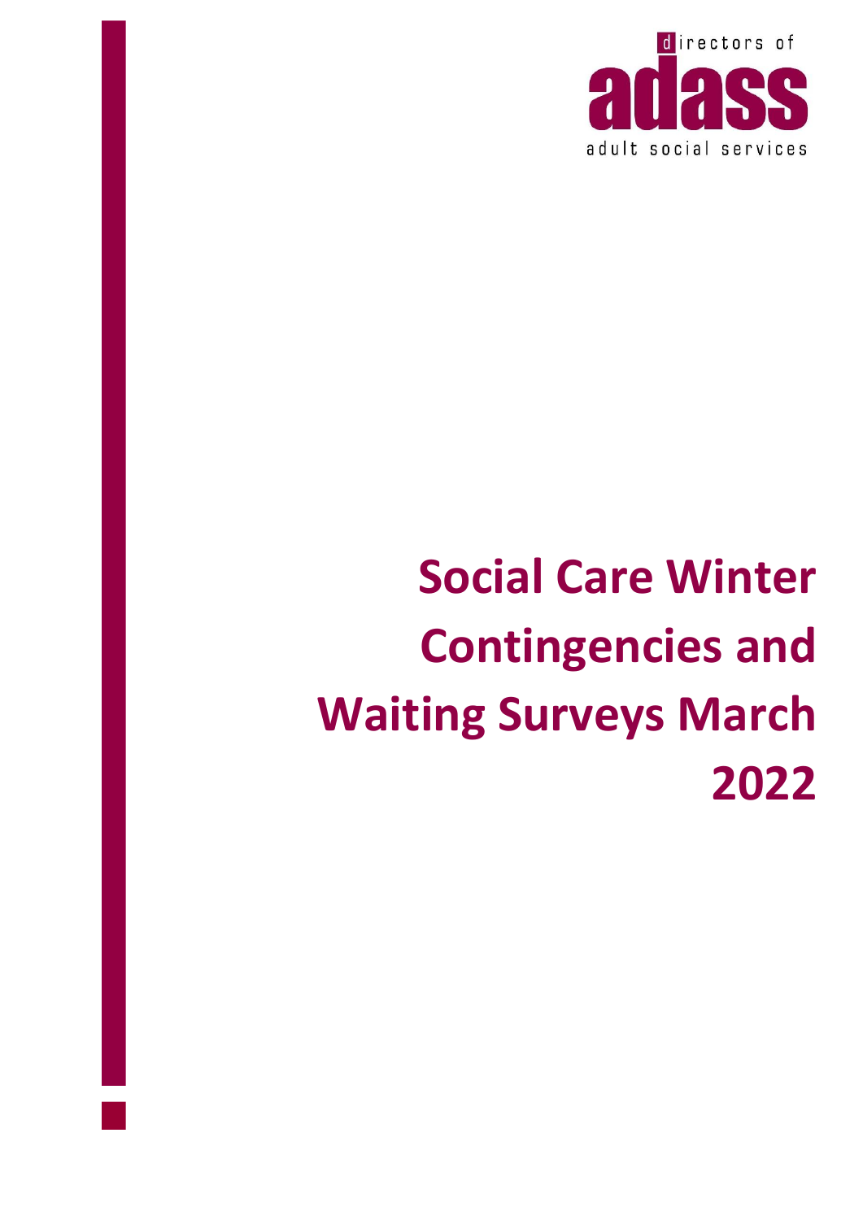directors of adass adult social services

# Social Care Winter Contingencies and Waiting Surveys March 2022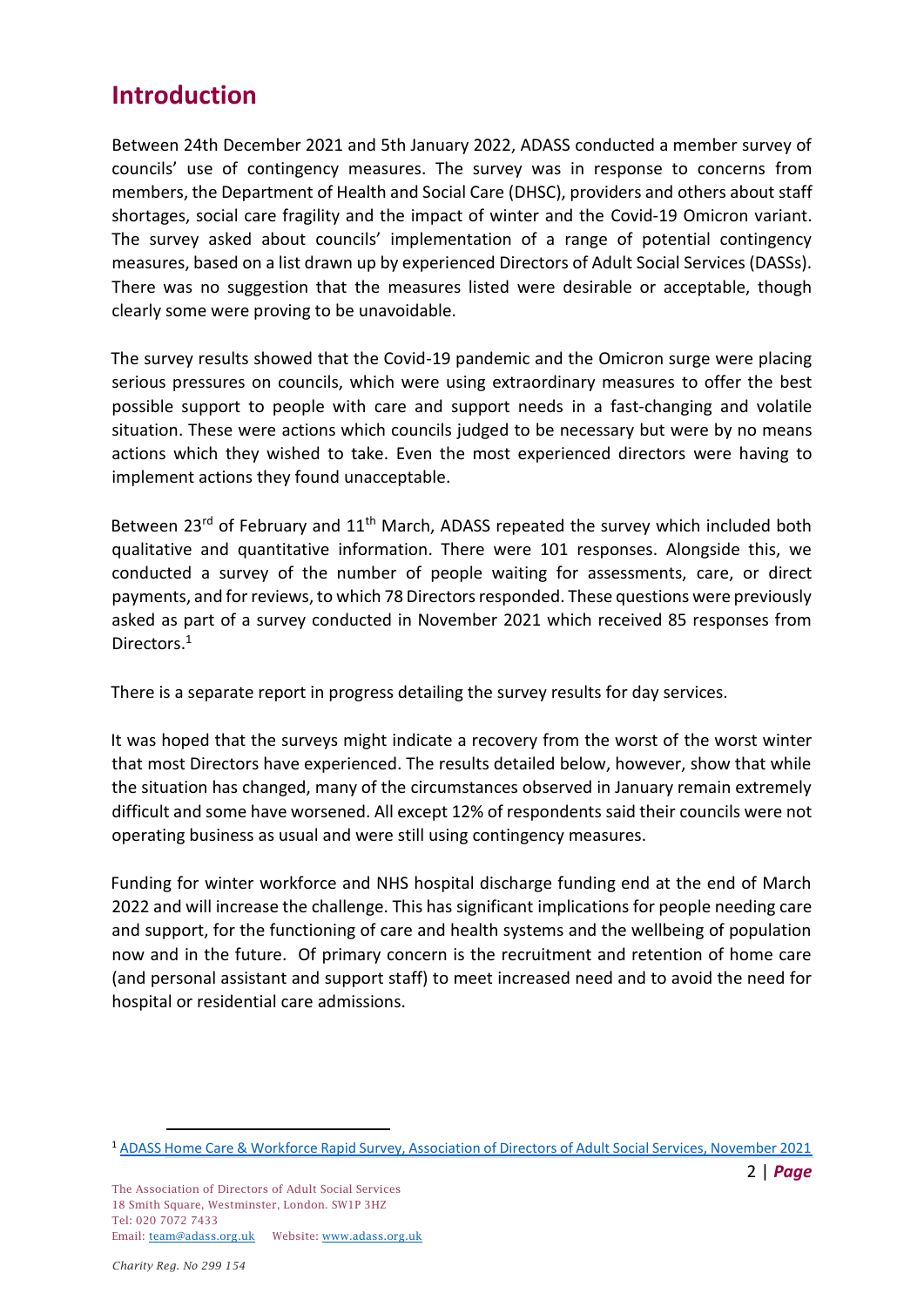# Introduction

Between 24th December 2021 and 5th January 2022, ADASS conducted a member survey of councils' use of contingency measures. The survey was in response to concerns from members, the Department of Health and Social Care (DHSC), providers and others about staff shortages, social care fragility and the impact of winter and the Covid-19 Omicron variant. The survey asked about councils' implementation of a range of potential contingency measures, based on a list drawn up by experienced Directors of Adult Social Services (DASSs). There was no suggestion that the measures listed were desirable or acceptable, though clearly some were proving to be unavoidable.

The survey results showed that the Covid-19 pandemic and the Omicron surge were placing serious pressures on councils, which were using extraordinary measures to offer the best possible support to people with care and support needs in a fast-changing and volatile situation. These were actions which councils judged to be necessary but were by no means actions which they wished to take. Even the most experienced directors were having to implement actions they found unacceptable.

Between 23rd of February and 11th March, ADASS repeated the survey which included both qualitative and quantitative information. There were 101 responses. Alongside this, we conducted a survey of the number of people waiting for assessments, care, or direct payments, and for reviews, to which 78 Directors responded. These questions were previously asked as part of a survey conducted in November 2021 which received 85 responses from Directors.[1]

There is a separate report in progress detailing the survey results for day services.

It was hoped that the surveys might indicate a recovery from the worst of the worst winter that most Directors have experienced. The results detailed below, however, show that while the situation has changed, many of the circumstances observed in January remain extremely difficult and some have worsened. All except 12% of respondents said their councils were not operating business as usual and were still using contingency measures.

Funding for winter workforce and NHS hospital discharge funding end at the end of March 2022 and will increase the challenge. This has significant implications for people needing care and support, for the functioning of care and health systems and the wellbeing of population now and in the future. Of primary concern is the recruitment and retention of home care (and personal assistant and support staff) to meet increased need and to avoid the need for hospital or residential care admissions.

[1] ADASS Home Care & Workforce Rapid Survey, Association of Directors of Adult Social Services, November 2021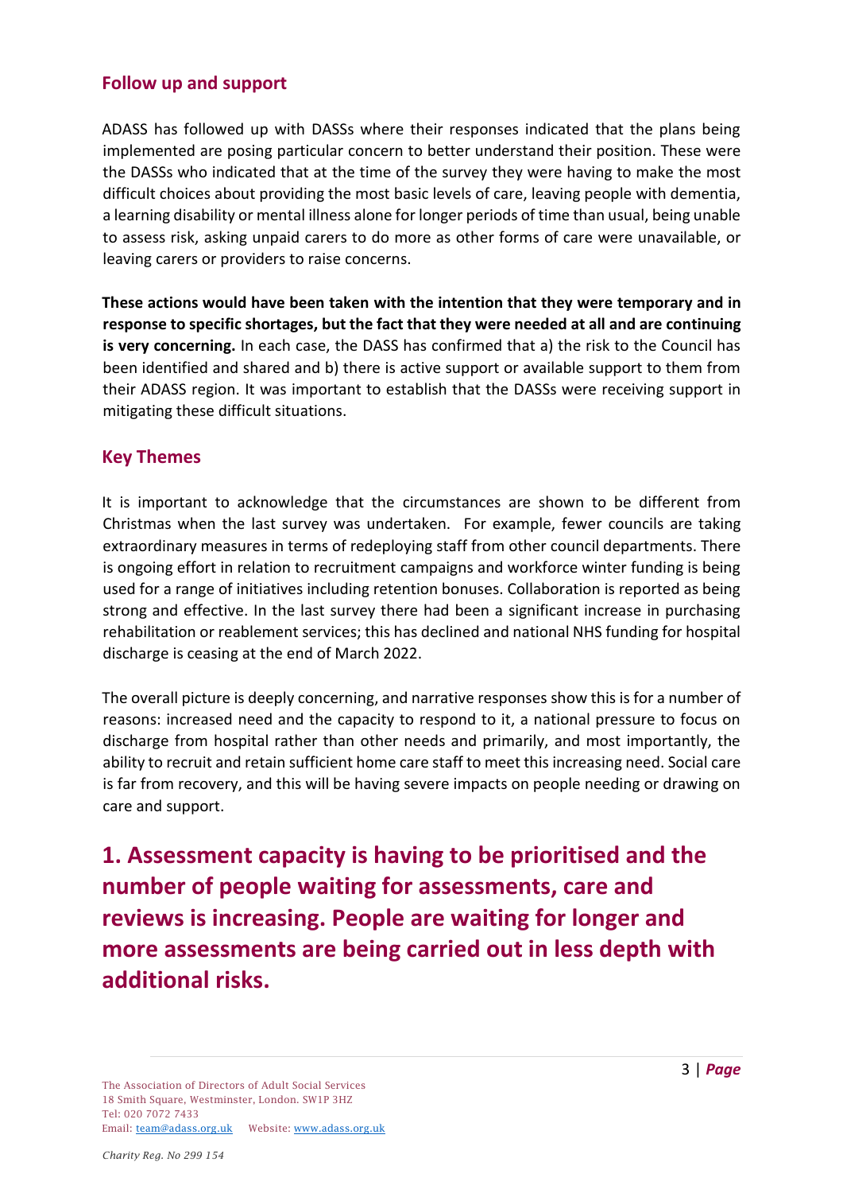## Follow up and support

ADASS has followed up with DASSs where their responses indicated that the plans being implemented are posing particular concern to better understand their position. These were the DASSs who indicated that at the time of the survey they were having to make the most difficult choices about providing the most basic levels of care, leaving people with dementia, a learning disability or mental illness alone for longer periods of time than usual, being unable to assess risk, asking unpaid carers to do more as other forms of care were unavailable, or leaving carers or providers to raise concerns.

**These actions would have been taken with the intention that they were temporary and in response to specific shortages, but the fact that they were needed at all and are continuing is very concerning.** In each case, the DASS has confirmed that a) the risk to the Council has been identified and shared and b) there is active support or available support to them from their ADASS region. It was important to establish that the DASSs were receiving support in mitigating these difficult situations.

## Key Themes

It is important to acknowledge that the circumstances are shown to be different from Christmas when the last survey was undertaken. For example, fewer councils are taking extraordinary measures in terms of redeploying staff from other council departments. There is ongoing effort in relation to recruitment campaigns and workforce winter funding is being used for a range of initiatives including retention bonuses. Collaboration is reported as being strong and effective. In the last survey there had been a significant increase in purchasing rehabilitation or reablement services; this has declined and national NHS funding for hospital discharge is ceasing at the end of March 2022.

The overall picture is deeply concerning, and narrative responses show this is for a number of reasons: increased need and the capacity to respond to it, a national pressure to focus on discharge from hospital rather than other needs and primarily, and most importantly, the ability to recruit and retain sufficient home care staff to meet this increasing need. Social care is far from recovery, and this will be having severe impacts on people needing or drawing on care and support.

# 1. Assessment capacity is having to be prioritised and the number of people waiting for assessments, care and reviews is increasing. People are waiting for longer and more assessments are being carried out in less depth with additional risks.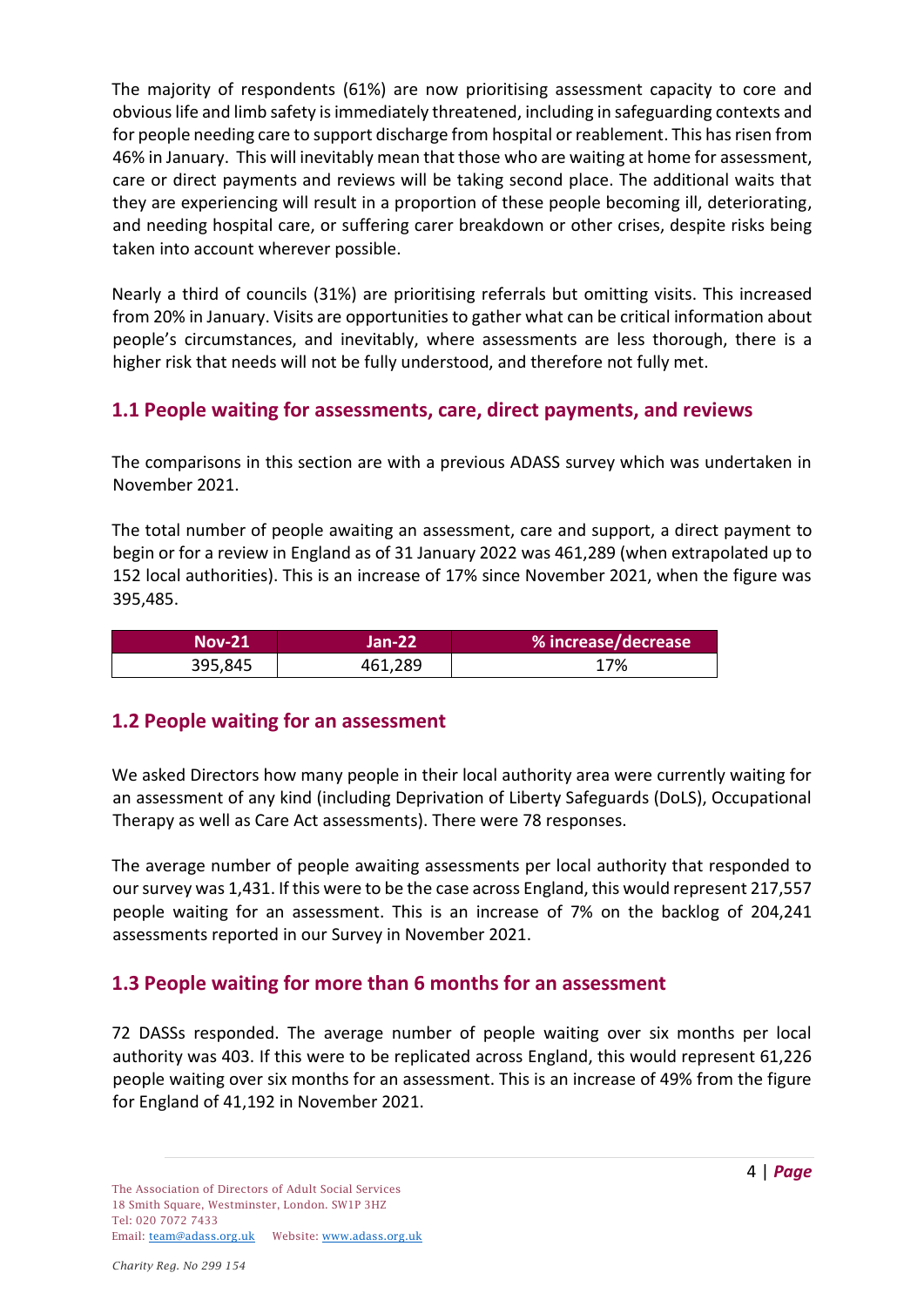The majority of respondents (61%) are now prioritising assessment capacity to core and obvious life and limb safety is immediately threatened, including in safeguarding contexts and for people needing care to support discharge from hospital or reablement. This has risen from 46% in January. This will inevitably mean that those who are waiting at home for assessment, care or direct payments and reviews will be taking second place. The additional waits that they are experiencing will result in a proportion of these people becoming ill, deteriorating, and needing hospital care, or suffering carer breakdown or other crises, despite risks being taken into account wherever possible.

Nearly a third of councils (31%) are prioritising referrals but omitting visits. This increased from 20% in January. Visits are opportunities to gather what can be critical information about people's circumstances, and inevitably, where assessments are less thorough, there is a higher risk that needs will not be fully understood, and therefore not fully met.

## 1.1 People waiting for assessments, care, direct payments, and reviews

The comparisons in this section are with a previous ADASS survey which was undertaken in November 2021.

The total number of people awaiting an assessment, care and support, a direct payment to begin or for a review in England as of 31 January 2022 was 461,289 (when extrapolated up to 152 local authorities). This is an increase of 17% since November 2021, when the figure was 395,485.

| Nov-21 | Jan-22 | % increase/decrease |
|---|---|---|
| 395,845 | 461,289 | 17% |

## 1.2 People waiting for an assessment

We asked Directors how many people in their local authority area were currently waiting for an assessment of any kind (including Deprivation of Liberty Safeguards (DoLS), Occupational Therapy as well as Care Act assessments). There were 78 responses.

The average number of people awaiting assessments per local authority that responded to our survey was 1,431. If this were to be the case across England, this would represent 217,557 people waiting for an assessment. This is an increase of 7% on the backlog of 204,241 assessments reported in our Survey in November 2021.

## 1.3 People waiting for more than 6 months for an assessment

72 DASSs responded. The average number of people waiting over six months per local authority was 403. If this were to be replicated across England, this would represent 61,226 people waiting over six months for an assessment. This is an increase of 49% from the figure for England of 41,192 in November 2021.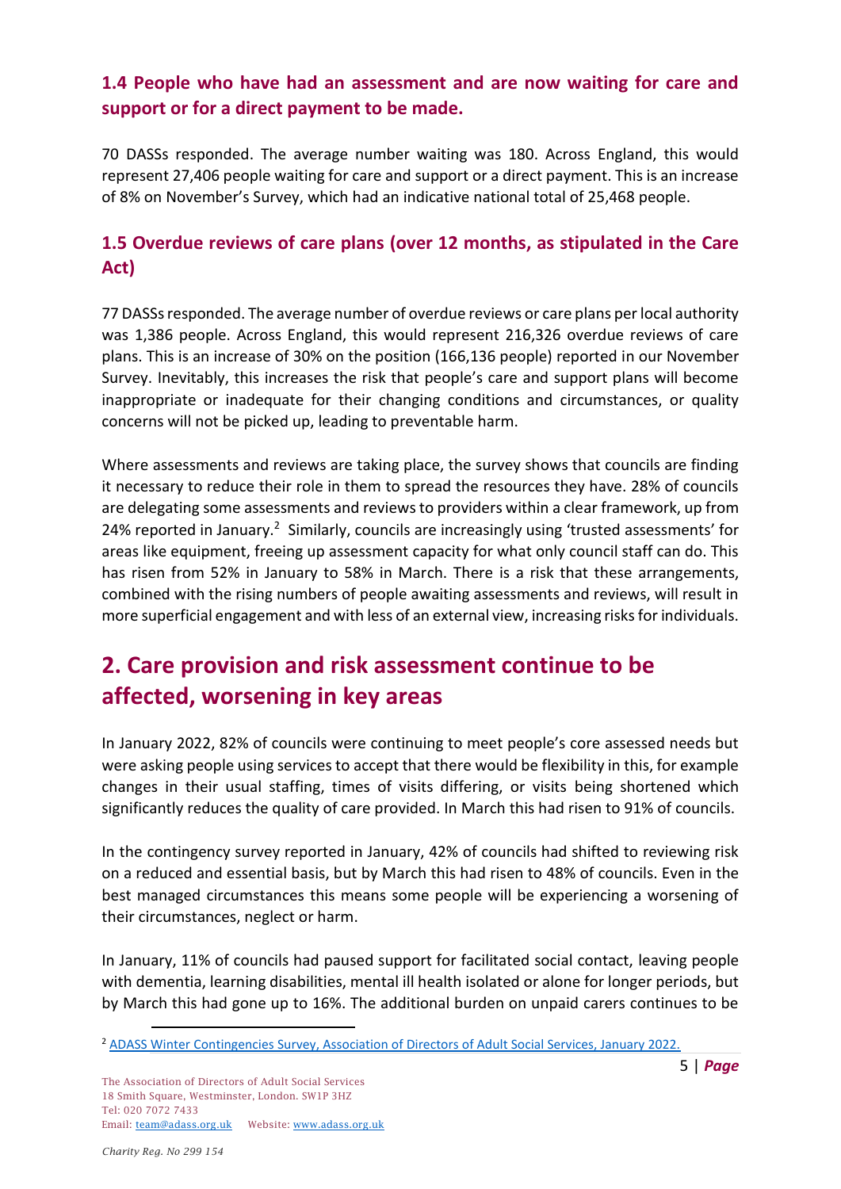### 1.4 People who have had an assessment and are now waiting for care and support or for a direct payment to be made.

70 DASSs responded. The average number waiting was 180. Across England, this would represent 27,406 people waiting for care and support or a direct payment. This is an increase of 8% on November's Survey, which had an indicative national total of 25,468 people.

### 1.5 Overdue reviews of care plans (over 12 months, as stipulated in the Care Act)

77 DASSs responded. The average number of overdue reviews or care plans per local authority was 1,386 people. Across England, this would represent 216,326 overdue reviews of care plans. This is an increase of 30% on the position (166,136 people) reported in our November Survey. Inevitably, this increases the risk that people's care and support plans will become inappropriate or inadequate for their changing conditions and circumstances, or quality concerns will not be picked up, leading to preventable harm.

Where assessments and reviews are taking place, the survey shows that councils are finding it necessary to reduce their role in them to spread the resources they have. 28% of councils are delegating some assessments and reviews to providers within a clear framework, up from 24% reported in January.[2] Similarly, councils are increasingly using 'trusted assessments' for areas like equipment, freeing up assessment capacity for what only council staff can do. This has risen from 52% in January to 58% in March. There is a risk that these arrangements, combined with the rising numbers of people awaiting assessments and reviews, will result in more superficial engagement and with less of an external view, increasing risks for individuals.

## 2. Care provision and risk assessment continue to be affected, worsening in key areas

In January 2022, 82% of councils were continuing to meet people's core assessed needs but were asking people using services to accept that there would be flexibility in this, for example changes in their usual staffing, times of visits differing, or visits being shortened which significantly reduces the quality of care provided. In March this had risen to 91% of councils.

In the contingency survey reported in January, 42% of councils had shifted to reviewing risk on a reduced and essential basis, but by March this had risen to 48% of councils. Even in the best managed circumstances this means some people will be experiencing a worsening of their circumstances, neglect or harm.

In January, 11% of councils had paused support for facilitated social contact, leaving people with dementia, learning disabilities, mental ill health isolated or alone for longer periods, but by March this had gone up to 16%. The additional burden on unpaid carers continues to be

[2] ADASS Winter Contingencies Survey, Association of Directors of Adult Social Services, January 2022.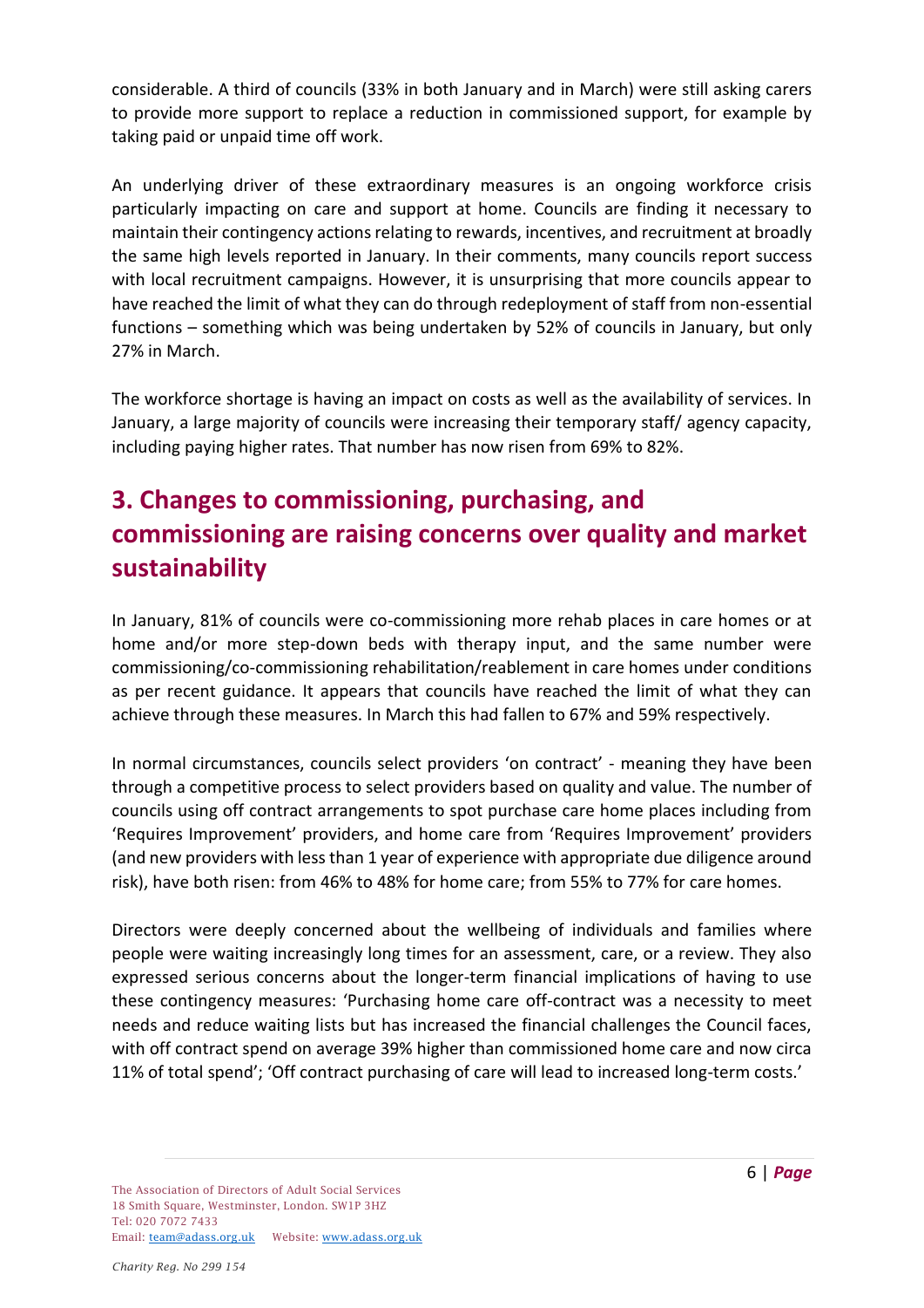considerable. A third of councils (33% in both January and in March) were still asking carers to provide more support to replace a reduction in commissioned support, for example by taking paid or unpaid time off work.

An underlying driver of these extraordinary measures is an ongoing workforce crisis particularly impacting on care and support at home. Councils are finding it necessary to maintain their contingency actions relating to rewards, incentives, and recruitment at broadly the same high levels reported in January. In their comments, many councils report success with local recruitment campaigns. However, it is unsurprising that more councils appear to have reached the limit of what they can do through redeployment of staff from non-essential functions – something which was being undertaken by 52% of councils in January, but only 27% in March.

The workforce shortage is having an impact on costs as well as the availability of services. In January, a large majority of councils were increasing their temporary staff/ agency capacity, including paying higher rates. That number has now risen from 69% to 82%.

## 3. Changes to commissioning, purchasing, and commissioning are raising concerns over quality and market sustainability

In January, 81% of councils were co-commissioning more rehab places in care homes or at home and/or more step-down beds with therapy input, and the same number were commissioning/co-commissioning rehabilitation/reablement in care homes under conditions as per recent guidance. It appears that councils have reached the limit of what they can achieve through these measures. In March this had fallen to 67% and 59% respectively.

In normal circumstances, councils select providers 'on contract' - meaning they have been through a competitive process to select providers based on quality and value. The number of councils using off contract arrangements to spot purchase care home places including from 'Requires Improvement' providers, and home care from 'Requires Improvement' providers (and new providers with less than 1 year of experience with appropriate due diligence around risk), have both risen: from 46% to 48% for home care; from 55% to 77% for care homes.

Directors were deeply concerned about the wellbeing of individuals and families where people were waiting increasingly long times for an assessment, care, or a review. They also expressed serious concerns about the longer-term financial implications of having to use these contingency measures: 'Purchasing home care off-contract was a necessity to meet needs and reduce waiting lists but has increased the financial challenges the Council faces, with off contract spend on average 39% higher than commissioned home care and now circa 11% of total spend'; 'Off contract purchasing of care will lead to increased long-term costs.'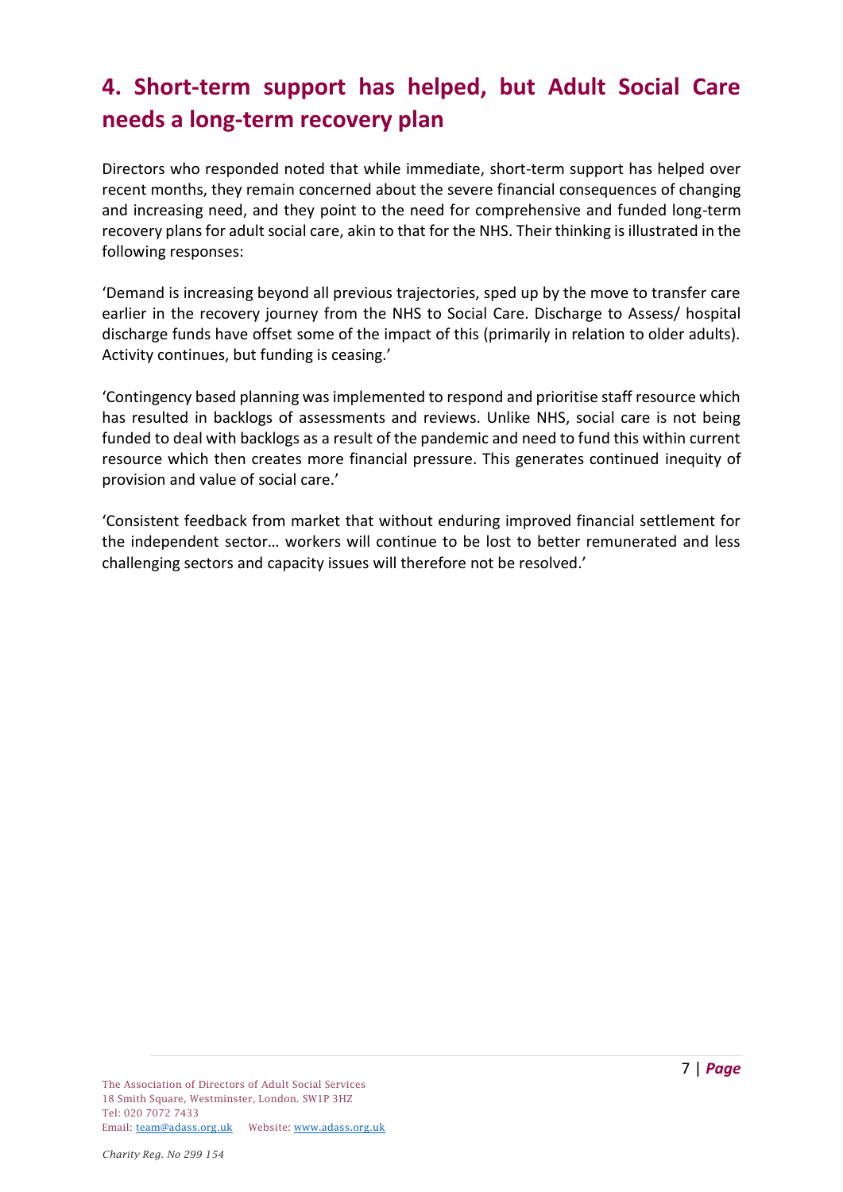## 4. Short-term support has helped, but Adult Social Care needs a long-term recovery plan

Directors who responded noted that while immediate, short-term support has helped over recent months, they remain concerned about the severe financial consequences of changing and increasing need, and they point to the need for comprehensive and funded long-term recovery plans for adult social care, akin to that for the NHS. Their thinking is illustrated in the following responses:

'Demand is increasing beyond all previous trajectories, sped up by the move to transfer care earlier in the recovery journey from the NHS to Social Care. Discharge to Assess/ hospital discharge funds have offset some of the impact of this (primarily in relation to older adults). Activity continues, but funding is ceasing.'

'Contingency based planning was implemented to respond and prioritise staff resource which has resulted in backlogs of assessments and reviews. Unlike NHS, social care is not being funded to deal with backlogs as a result of the pandemic and need to fund this within current resource which then creates more financial pressure. This generates continued inequity of provision and value of social care.'

'Consistent feedback from market that without enduring improved financial settlement for the independent sector… workers will continue to be lost to better remunerated and less challenging sectors and capacity issues will therefore not be resolved.'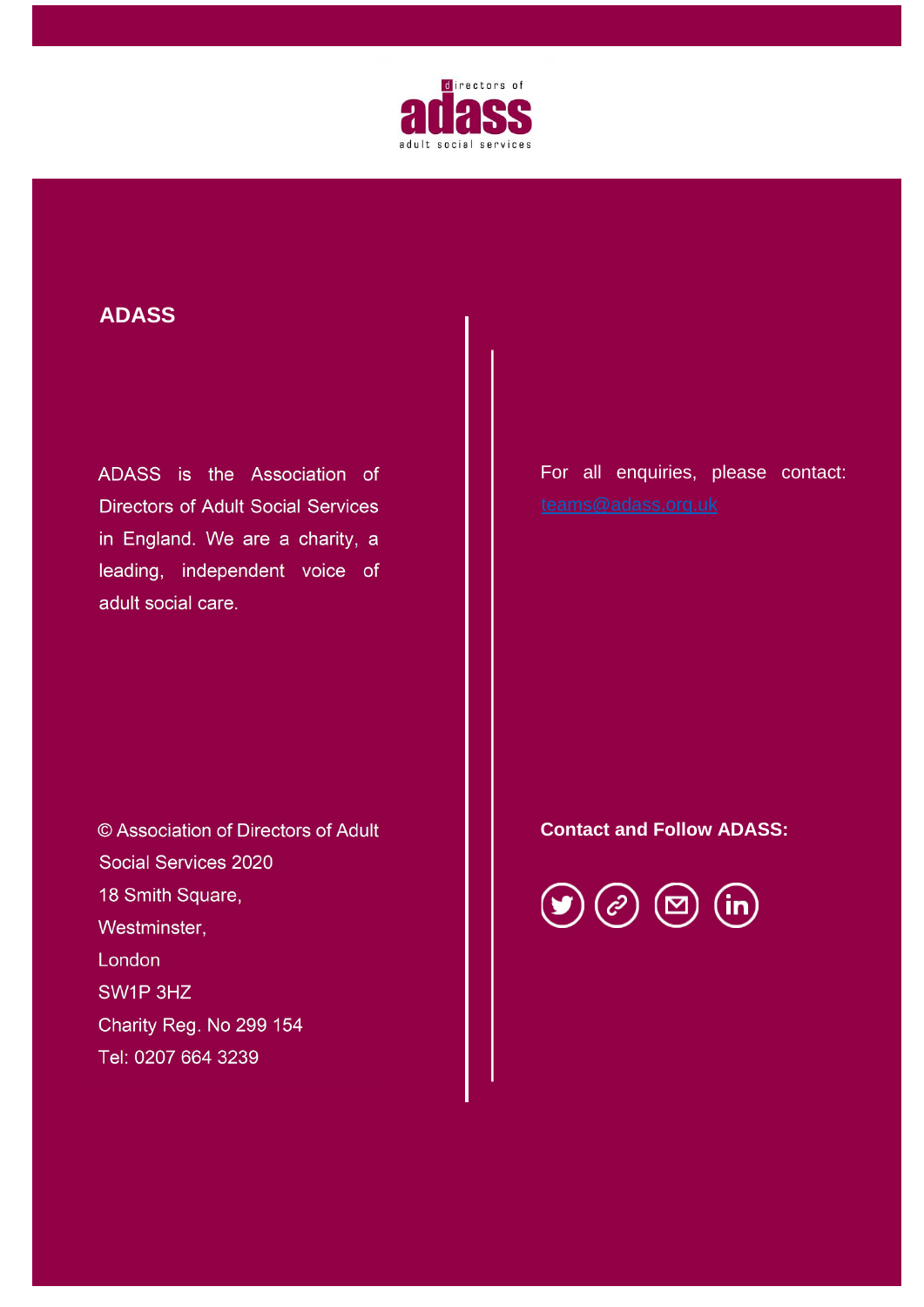directors of
adass
adult social services

## ADASS

ADASS is the Association of Directors of Adult Social Services in England. We are a charity, a leading, independent voice of adult social care.

© Association of Directors of Adult Social Services 2020
18 Smith Square,
Westminster,
London
SW1P 3HZ
Charity Reg. No 299 154
Tel: 0207 664 3239

For all enquiries, please contact: teams@adass.org.uk

**Contact and Follow ADASS:**